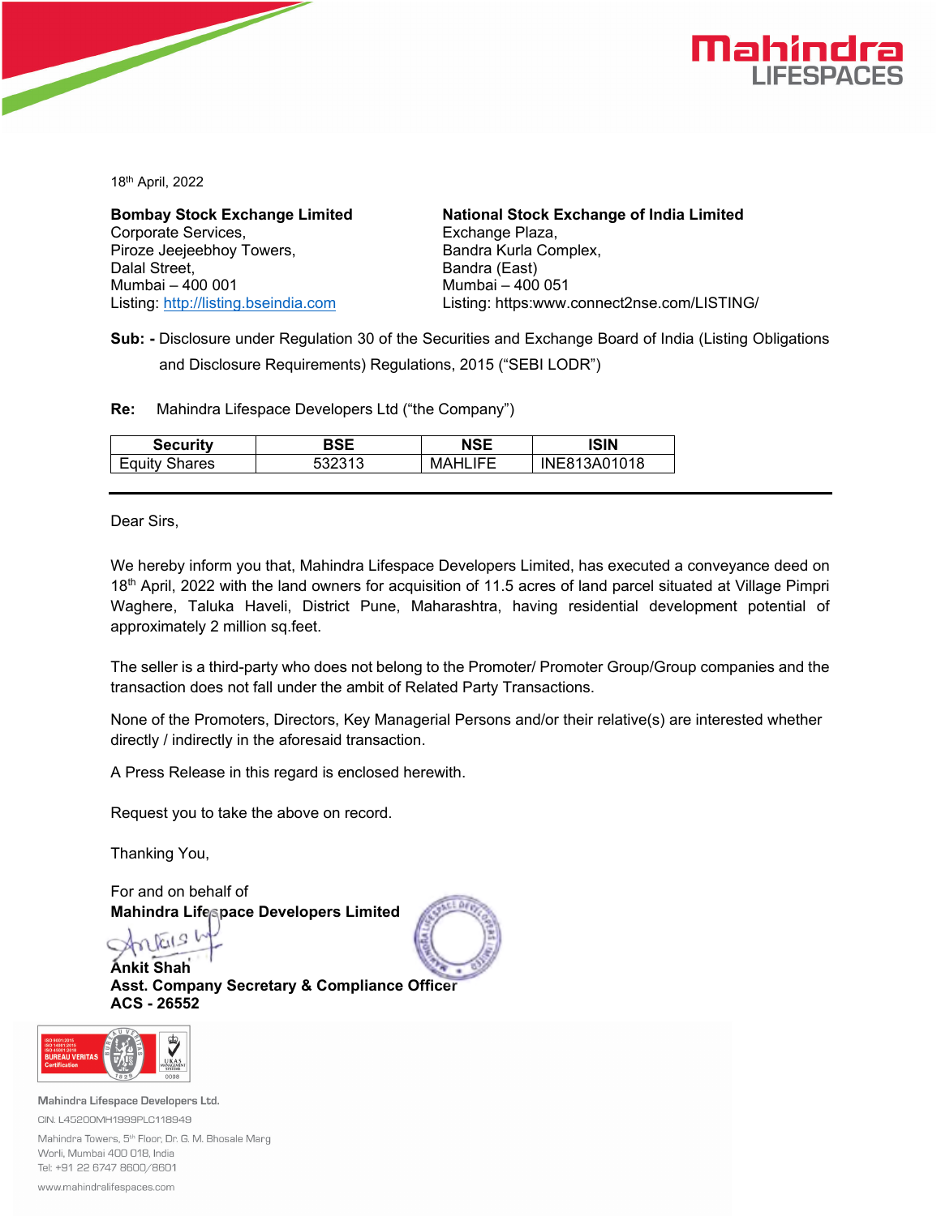18th April, 2022

**Bombay Stock Exchange Limited**
Corporate Services,
Piroze Jeejeebhoy Towers,
Dalal Street,
Mumbai – 400 001
Listing: http://listing.bseindia.com

**National Stock Exchange of India Limited**
Exchange Plaza,
Bandra Kurla Complex,
Bandra (East)
Mumbai – 400 051
Listing: https:www.connect2nse.com/LISTING/

**Sub: -** Disclosure under Regulation 30 of the Securities and Exchange Board of India (Listing Obligations and Disclosure Requirements) Regulations, 2015 ("SEBI LODR")

**Re:** Mahindra Lifespace Developers Ltd ("the Company")

| Security | BSE | NSE | ISIN |
| --- | --- | --- | --- |
| Equity Shares | 532313 | MAHLIFE | INE813A01018 |

Dear Sirs,

We hereby inform you that, Mahindra Lifespace Developers Limited, has executed a conveyance deed on 18th April, 2022 with the land owners for acquisition of 11.5 acres of land parcel situated at Village Pimpri Waghere, Taluka Haveli, District Pune, Maharashtra, having residential development potential of approximately 2 million sq.feet.

The seller is a third-party who does not belong to the Promoter/ Promoter Group/Group companies and the transaction does not fall under the ambit of Related Party Transactions.

None of the Promoters, Directors, Key Managerial Persons and/or their relative(s) are interested whether directly / indirectly in the aforesaid transaction.

A Press Release in this regard is enclosed herewith.

Request you to take the above on record.

Thanking You,

For and on behalf of
**Mahindra Lifespace Developers Limited**

**Ankit Shah**
**Asst. Company Secretary & Compliance Officer**
**ACS - 26552**

Mahindra Lifespace Developers Ltd.
CIN. L45200MH1999PLC118949
Mahindra Towers, 5th Floor, Dr. G. M. Bhosale Marg
Worli, Mumbai 400 018, India
Tel: +91 22 6747 8600/8601
www.mahindralifespaces.com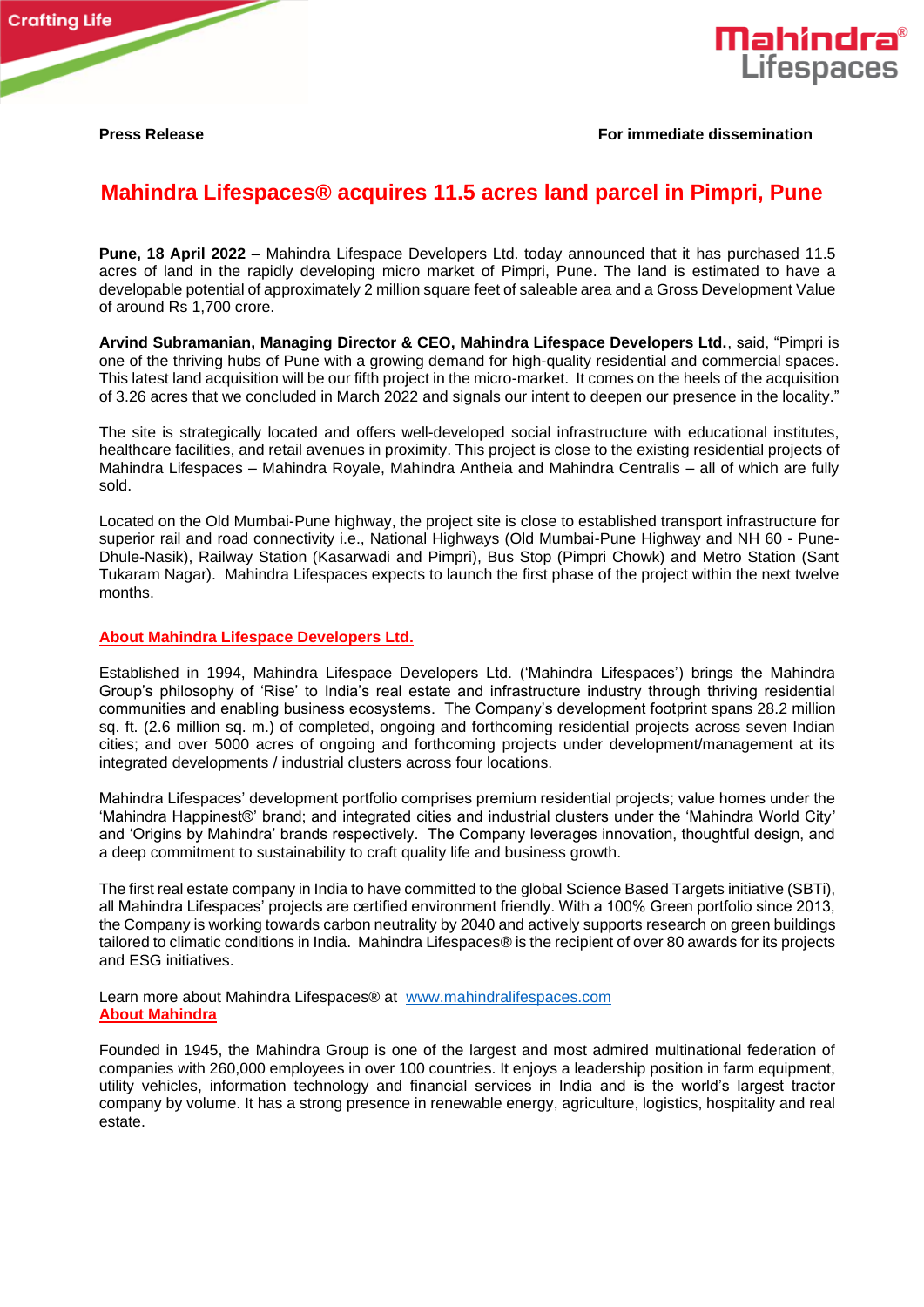**Press Release** **For immediate dissemination**

# Mahindra Lifespaces® acquires 11.5 acres land parcel in Pimpri, Pune

**Pune, 18 April 2022** – Mahindra Lifespace Developers Ltd. today announced that it has purchased 11.5 acres of land in the rapidly developing micro market of Pimpri, Pune. The land is estimated to have a developable potential of approximately 2 million square feet of saleable area and a Gross Development Value of around Rs 1,700 crore.

**Arvind Subramanian, Managing Director & CEO, Mahindra Lifespace Developers Ltd.**, said, "Pimpri is one of the thriving hubs of Pune with a growing demand for high-quality residential and commercial spaces. This latest land acquisition will be our fifth project in the micro-market. It comes on the heels of the acquisition of 3.26 acres that we concluded in March 2022 and signals our intent to deepen our presence in the locality."

The site is strategically located and offers well-developed social infrastructure with educational institutes, healthcare facilities, and retail avenues in proximity. This project is close to the existing residential projects of Mahindra Lifespaces – Mahindra Royale, Mahindra Antheia and Mahindra Centralis – all of which are fully sold.

Located on the Old Mumbai-Pune highway, the project site is close to established transport infrastructure for superior rail and road connectivity i.e., National Highways (Old Mumbai-Pune Highway and NH 60 - Pune-Dhule-Nasik), Railway Station (Kasarwadi and Pimpri), Bus Stop (Pimpri Chowk) and Metro Station (Sant Tukaram Nagar). Mahindra Lifespaces expects to launch the first phase of the project within the next twelve months.

## About Mahindra Lifespace Developers Ltd.

Established in 1994, Mahindra Lifespace Developers Ltd. ('Mahindra Lifespaces') brings the Mahindra Group's philosophy of 'Rise' to India's real estate and infrastructure industry through thriving residential communities and enabling business ecosystems. The Company's development footprint spans 28.2 million sq. ft. (2.6 million sq. m.) of completed, ongoing and forthcoming residential projects across seven Indian cities; and over 5000 acres of ongoing and forthcoming projects under development/management at its integrated developments / industrial clusters across four locations.

Mahindra Lifespaces' development portfolio comprises premium residential projects; value homes under the 'Mahindra Happinest®' brand; and integrated cities and industrial clusters under the 'Mahindra World City' and 'Origins by Mahindra' brands respectively. The Company leverages innovation, thoughtful design, and a deep commitment to sustainability to craft quality life and business growth.

The first real estate company in India to have committed to the global Science Based Targets initiative (SBTi), all Mahindra Lifespaces' projects are certified environment friendly. With a 100% Green portfolio since 2013, the Company is working towards carbon neutrality by 2040 and actively supports research on green buildings tailored to climatic conditions in India. Mahindra Lifespaces® is the recipient of over 80 awards for its projects and ESG initiatives.

Learn more about Mahindra Lifespaces® at www.mahindralifespaces.com

## About Mahindra

Founded in 1945, the Mahindra Group is one of the largest and most admired multinational federation of companies with 260,000 employees in over 100 countries. It enjoys a leadership position in farm equipment, utility vehicles, information technology and financial services in India and is the world's largest tractor company by volume. It has a strong presence in renewable energy, agriculture, logistics, hospitality and real estate.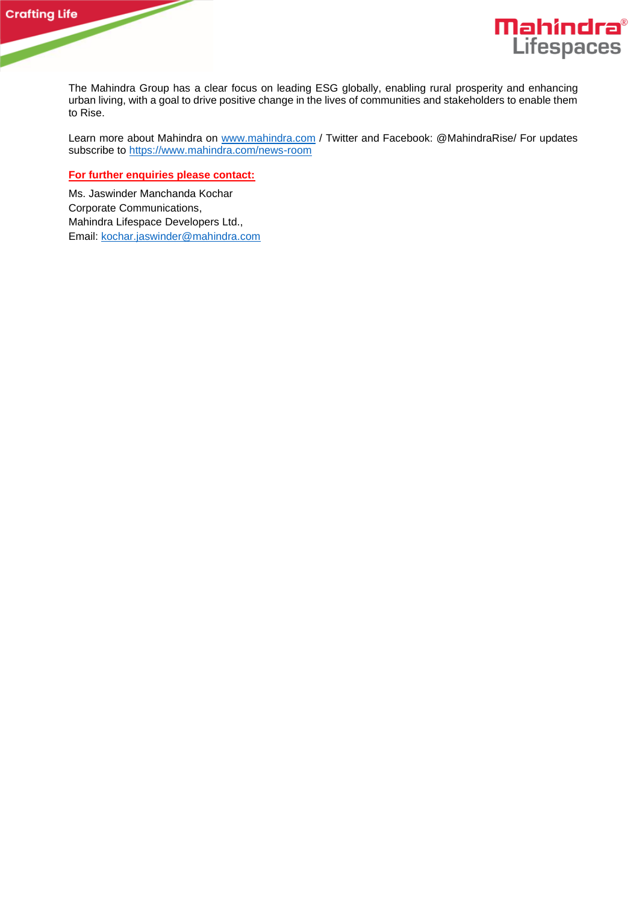The Mahindra Group has a clear focus on leading ESG globally, enabling rural prosperity and enhancing urban living, with a goal to drive positive change in the lives of communities and stakeholders to enable them to Rise.

Learn more about Mahindra on www.mahindra.com / Twitter and Facebook: @MahindraRise/ For updates subscribe to https://www.mahindra.com/news-room

**For further enquiries please contact:**

Ms. Jaswinder Manchanda Kochar
Corporate Communications,
Mahindra Lifespace Developers Ltd.,
Email: kochar.jaswinder@mahindra.com